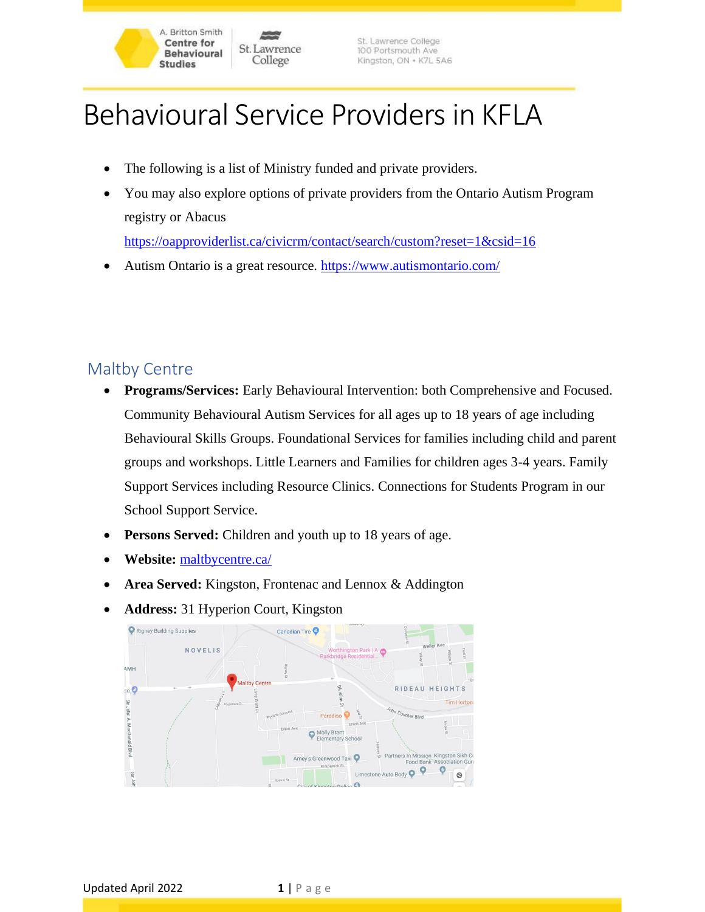# Behavioural Service Providers in KFLA

- The following is a list of Ministry funded and private providers.
- You may also explore options of private providers from the Ontario Autism Program registry or Abacus https://oapproviderlist.ca/civicrm/contact/search/custom?reset=1&csid=16
- Autism Ontario is a great resource. https://www.autismontario.com/

## Maltby Centre

- **Programs/Services:** Early Behavioural Intervention: both Comprehensive and Focused. Community Behavioural Autism Services for all ages up to 18 years of age including Behavioural Skills Groups. Foundational Services for families including child and parent groups and workshops. Little Learners and Families for children ages 3-4 years. Family Support Services including Resource Clinics. Connections for Students Program in our School Support Service.
- **Persons Served:** Children and youth up to 18 years of age.
- **Website:** maltbycentre.ca/
- **Area Served:** Kingston, Frontenac and Lennox & Addington
- **Address:** 31 Hyperion Court, Kingston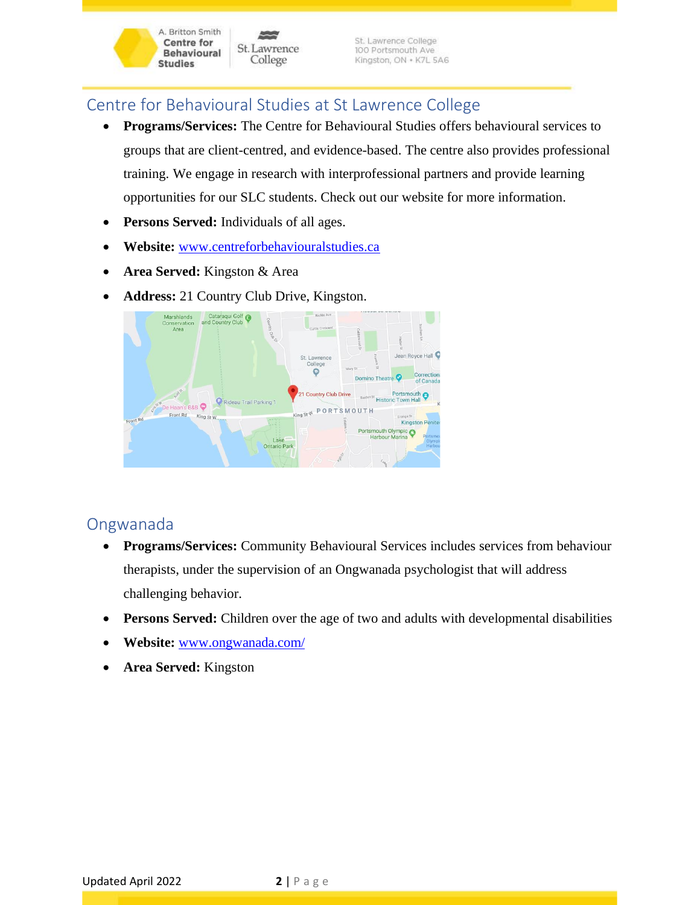## Centre for Behavioural Studies at St Lawrence College

- **Programs/Services:** The Centre for Behavioural Studies offers behavioural services to groups that are client-centred, and evidence-based. The centre also provides professional training. We engage in research with interprofessional partners and provide learning opportunities for our SLC students. Check out our website for more information.
- **Persons Served:** Individuals of all ages.
- **Website:** [www.centreforbehaviouralstudies.ca](http://www.centreforbehaviouralstudies.ca)
- **Area Served:** Kingston & Area
- **Address:** 21 Country Club Drive, Kingston.

## Ongwanada

- **Programs/Services:** Community Behavioural Services includes services from behaviour therapists, under the supervision of an Ongwanada psychologist that will address challenging behavior.
- **Persons Served:** Children over the age of two and adults with developmental disabilities
- **Website:** [www.ongwanada.com/](http://www.ongwanada.com/)
- **Area Served:** Kingston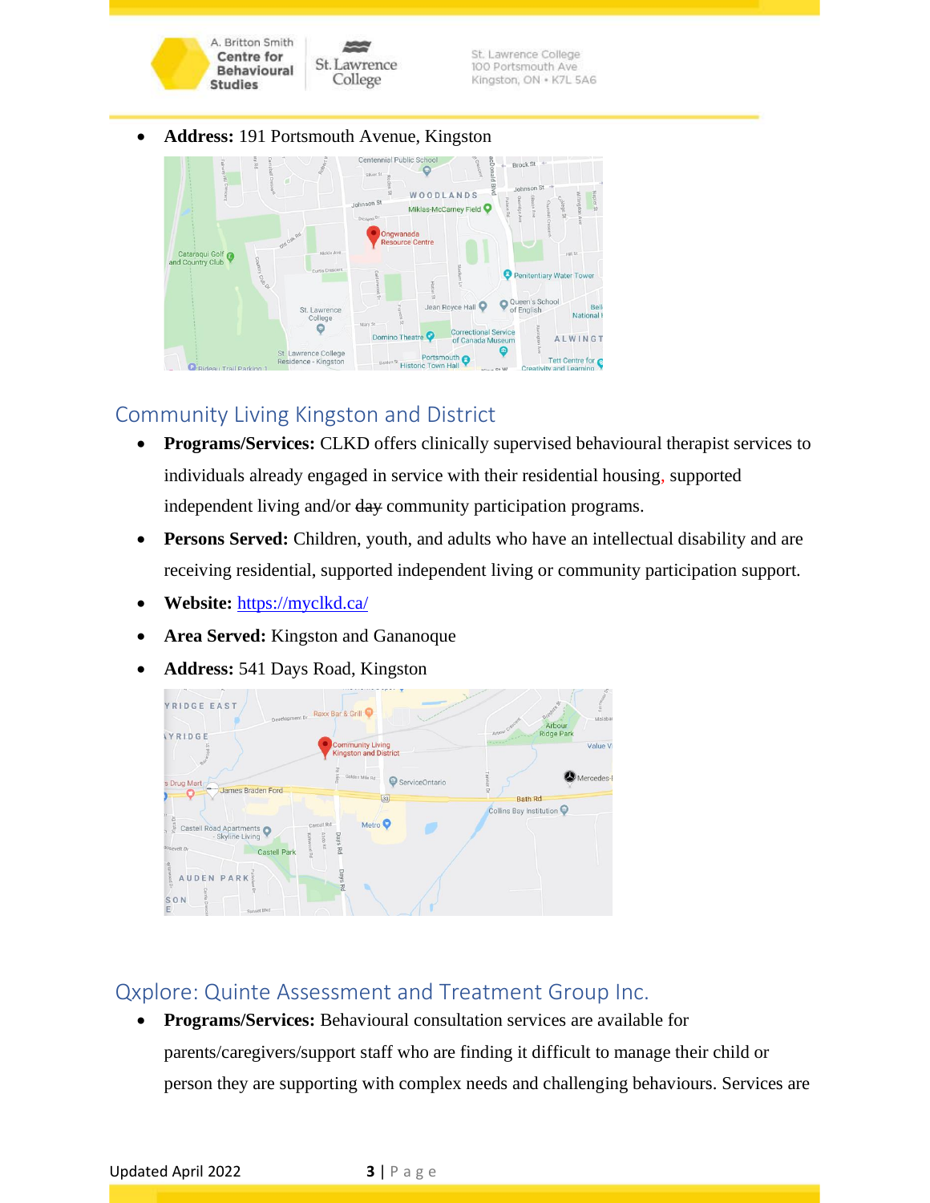- **Address:** 191 Portsmouth Avenue, Kingston

## Community Living Kingston and District

- **Programs/Services:** CLKD offers clinically supervised behavioural therapist services to individuals already engaged in service with their residential housing, supported independent living and/or ~~day~~ community participation programs.
- **Persons Served:** Children, youth, and adults who have an intellectual disability and are receiving residential, supported independent living or community participation support.
- **Website:** https://myclkd.ca/
- **Area Served:** Kingston and Gananoque
- **Address:** 541 Days Road, Kingston

## Qxplore: Quinte Assessment and Treatment Group Inc.

- **Programs/Services:** Behavioural consultation services are available for parents/caregivers/support staff who are finding it difficult to manage their child or person they are supporting with complex needs and challenging behaviours. Services are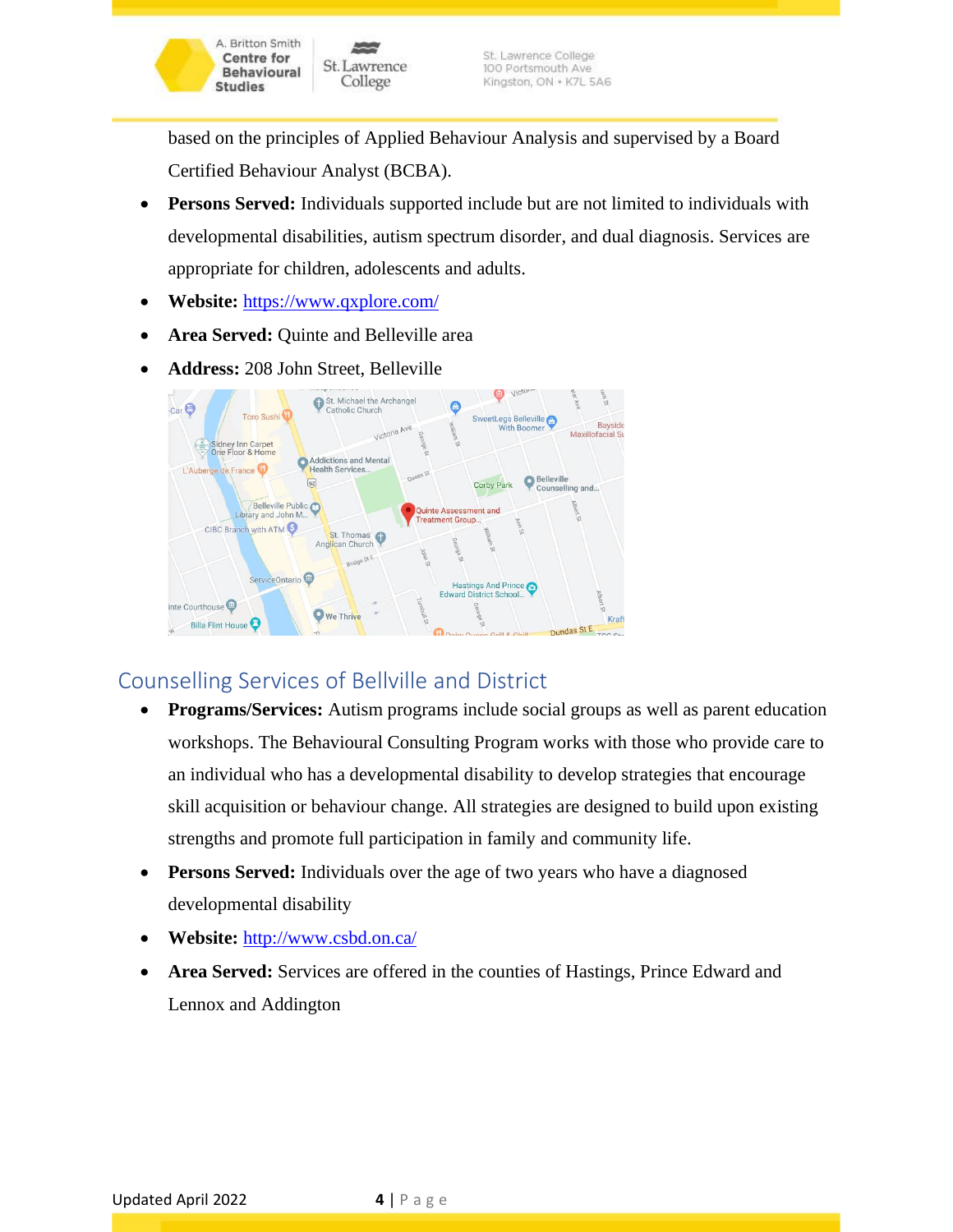based on the principles of Applied Behaviour Analysis and supervised by a Board Certified Behaviour Analyst (BCBA).

- **Persons Served:** Individuals supported include but are not limited to individuals with developmental disabilities, autism spectrum disorder, and dual diagnosis. Services are appropriate for children, adolescents and adults.
- **Website:** https://www.qxplore.com/
- **Area Served:** Quinte and Belleville area
- **Address:** 208 John Street, Belleville

## Counselling Services of Bellville and District

- **Programs/Services:** Autism programs include social groups as well as parent education workshops. The Behavioural Consulting Program works with those who provide care to an individual who has a developmental disability to develop strategies that encourage skill acquisition or behaviour change. All strategies are designed to build upon existing strengths and promote full participation in family and community life.
- **Persons Served:** Individuals over the age of two years who have a diagnosed developmental disability
- **Website:** http://www.csbd.on.ca/
- **Area Served:** Services are offered in the counties of Hastings, Prince Edward and Lennox and Addington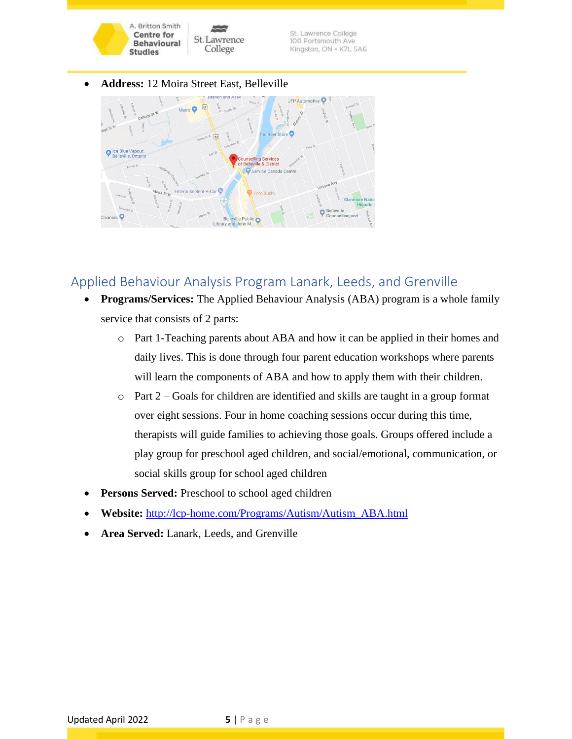- **Address:** 12 Moira Street East, Belleville

## Applied Behaviour Analysis Program Lanark, Leeds, and Grenville

- **Programs/Services:** The Applied Behaviour Analysis (ABA) program is a whole family service that consists of 2 parts:
  - Part 1-Teaching parents about ABA and how it can be applied in their homes and daily lives. This is done through four parent education workshops where parents will learn the components of ABA and how to apply them with their children.
  - Part 2 – Goals for children are identified and skills are taught in a group format over eight sessions. Four in home coaching sessions occur during this time, therapists will guide families to achieving those goals. Groups offered include a play group for preschool aged children, and social/emotional, communication, or social skills group for school aged children
- **Persons Served:** Preschool to school aged children
- **Website:** [http://lcp-home.com/Programs/Autism/Autism_ABA.html](http://lcp-home.com/Programs/Autism/Autism_ABA.html)
- **Area Served:** Lanark, Leeds, and Grenville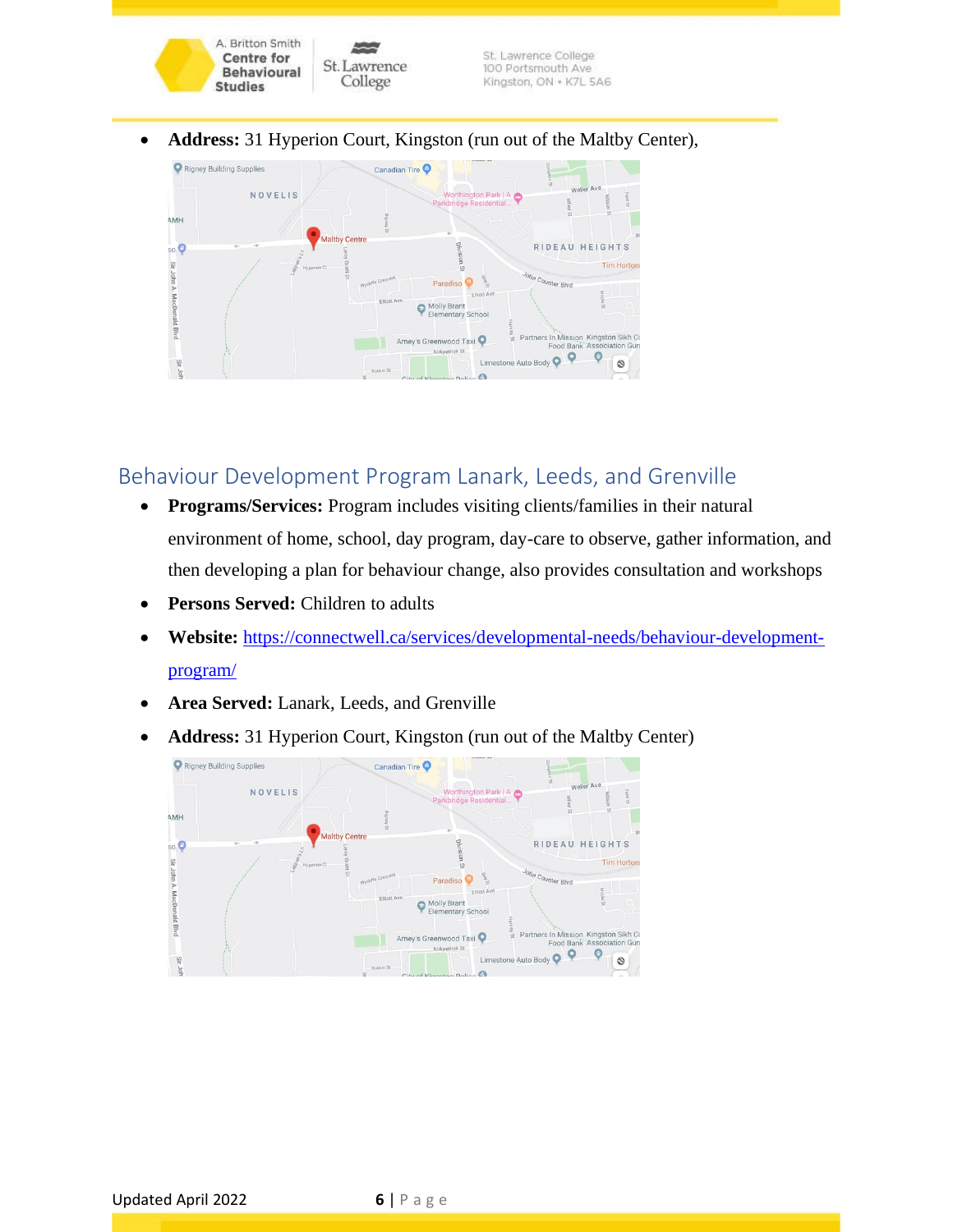- **Address:** 31 Hyperion Court, Kingston (run out of the Maltby Center),

## Behaviour Development Program Lanark, Leeds, and Grenville

- **Programs/Services:** Program includes visiting clients/families in their natural environment of home, school, day program, day-care to observe, gather information, and then developing a plan for behaviour change, also provides consultation and workshops
- **Persons Served:** Children to adults
- **Website:** https://connectwell.ca/services/developmental-needs/behaviour-development-program/
- **Area Served:** Lanark, Leeds, and Grenville
- **Address:** 31 Hyperion Court, Kingston (run out of the Maltby Center)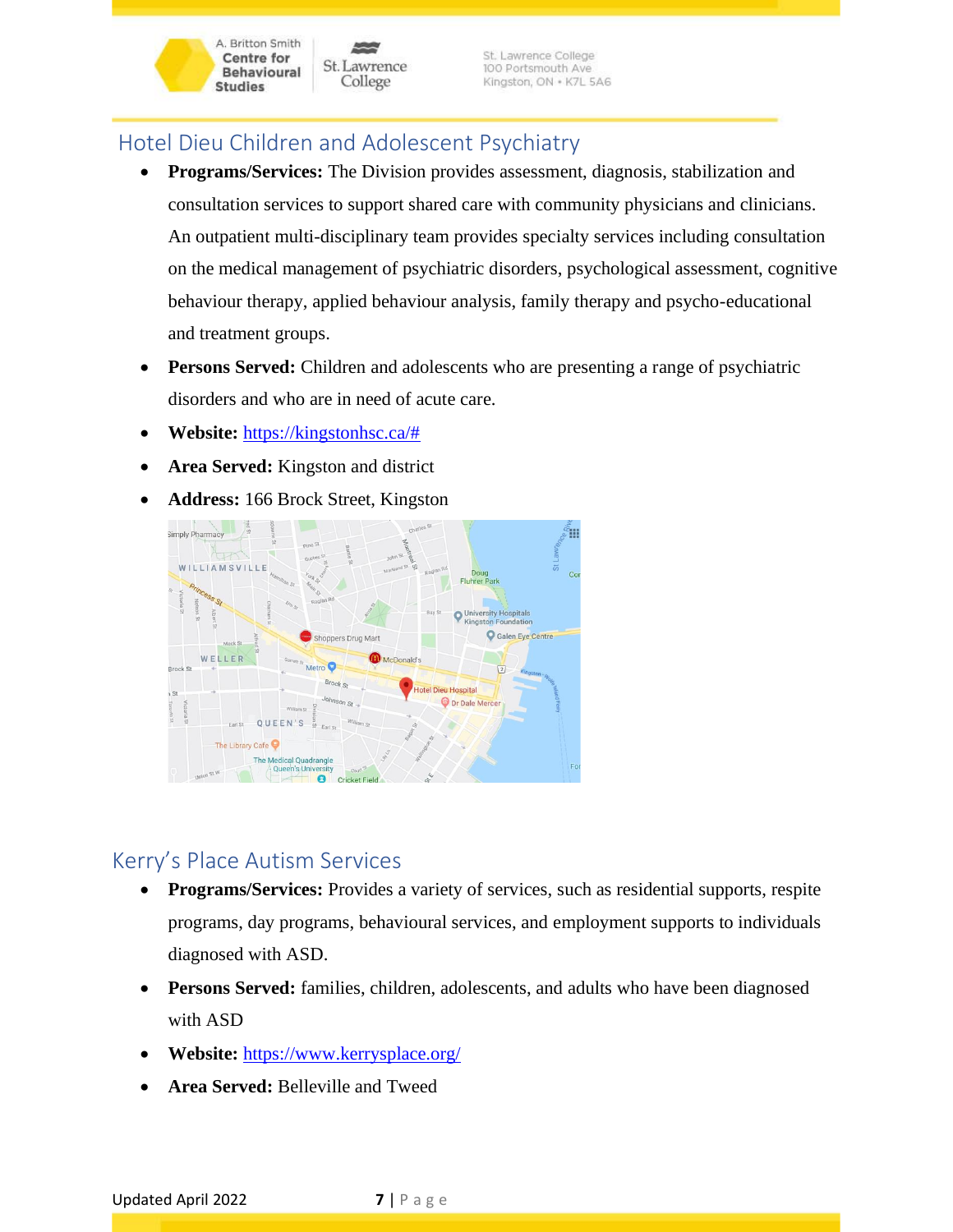## Hotel Dieu Children and Adolescent Psychiatry

- **Programs/Services:** The Division provides assessment, diagnosis, stabilization and consultation services to support shared care with community physicians and clinicians. An outpatient multi-disciplinary team provides specialty services including consultation on the medical management of psychiatric disorders, psychological assessment, cognitive behaviour therapy, applied behaviour analysis, family therapy and psycho-educational and treatment groups.
- **Persons Served:** Children and adolescents who are presenting a range of psychiatric disorders and who are in need of acute care.
- **Website:** https://kingstonhsc.ca/#
- **Area Served:** Kingston and district
- **Address:** 166 Brock Street, Kingston

## Kerry's Place Autism Services

- **Programs/Services:** Provides a variety of services, such as residential supports, respite programs, day programs, behavioural services, and employment supports to individuals diagnosed with ASD.
- **Persons Served:** families, children, adolescents, and adults who have been diagnosed with ASD
- **Website:** https://www.kerrysplace.org/
- **Area Served:** Belleville and Tweed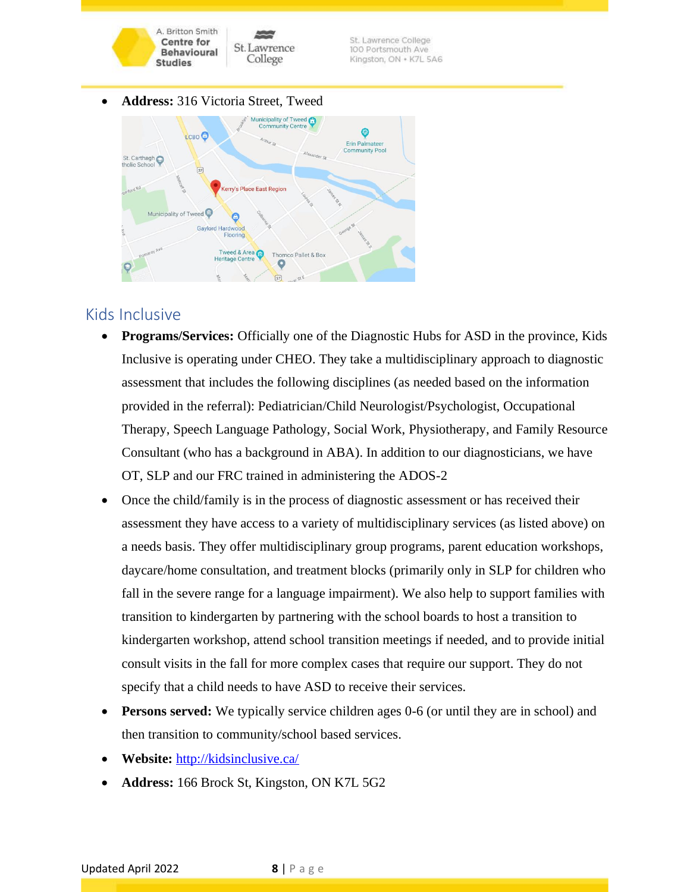- **Address:** 316 Victoria Street, Tweed

## Kids Inclusive

- **Programs/Services:** Officially one of the Diagnostic Hubs for ASD in the province, Kids Inclusive is operating under CHEO. They take a multidisciplinary approach to diagnostic assessment that includes the following disciplines (as needed based on the information provided in the referral): Pediatrician/Child Neurologist/Psychologist, Occupational Therapy, Speech Language Pathology, Social Work, Physiotherapy, and Family Resource Consultant (who has a background in ABA). In addition to our diagnosticians, we have OT, SLP and our FRC trained in administering the ADOS-2
- Once the child/family is in the process of diagnostic assessment or has received their assessment they have access to a variety of multidisciplinary services (as listed above) on a needs basis. They offer multidisciplinary group programs, parent education workshops, daycare/home consultation, and treatment blocks (primarily only in SLP for children who fall in the severe range for a language impairment). We also help to support families with transition to kindergarten by partnering with the school boards to host a transition to kindergarten workshop, attend school transition meetings if needed, and to provide initial consult visits in the fall for more complex cases that require our support. They do not specify that a child needs to have ASD to receive their services.
- **Persons served:** We typically service children ages 0-6 (or until they are in school) and then transition to community/school based services.
- **Website:** [http://kidsinclusive.ca/](http://kidsinclusive.ca/)
- **Address:** 166 Brock St, Kingston, ON K7L 5G2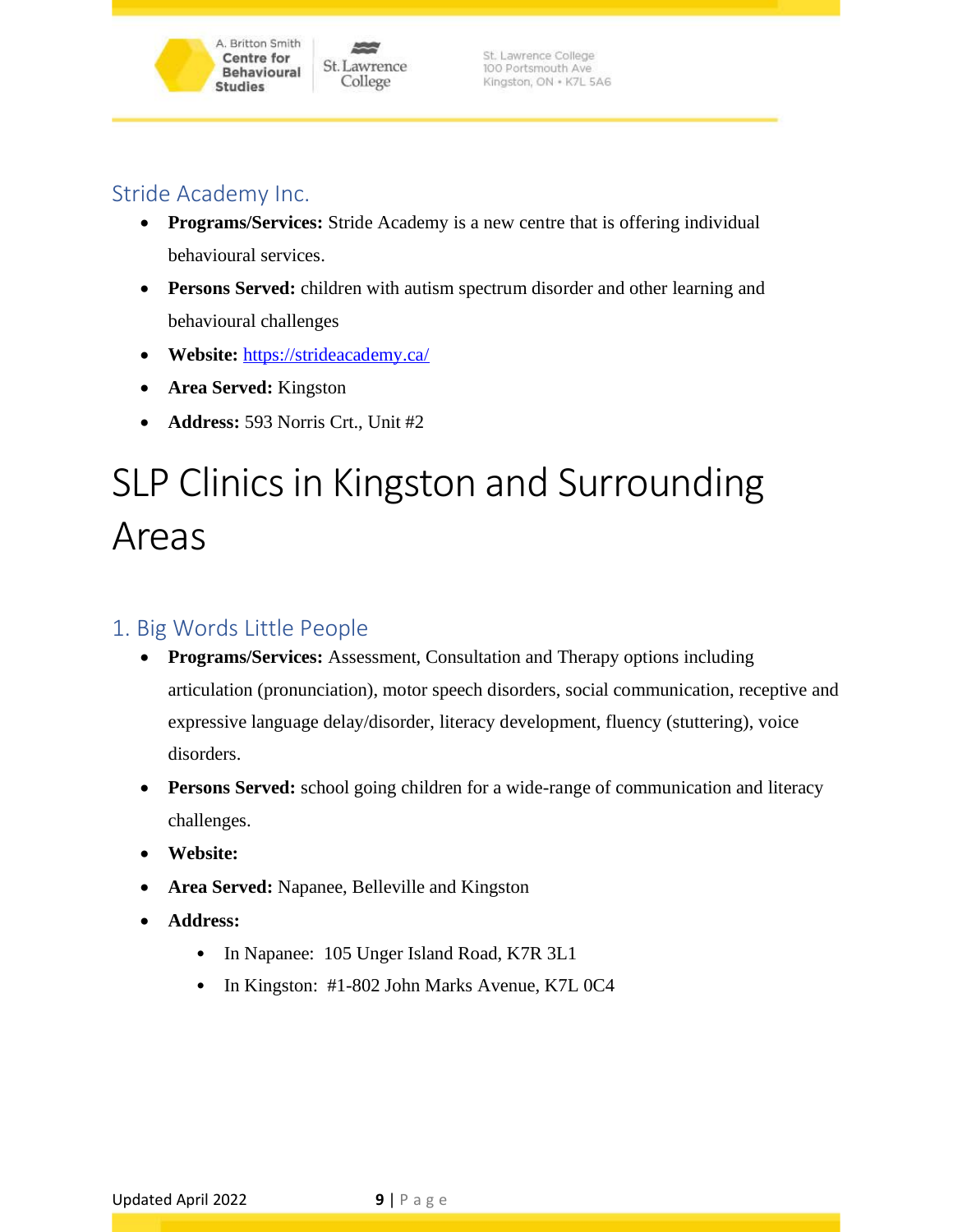## Stride Academy Inc.

- **Programs/Services:** Stride Academy is a new centre that is offering individual behavioural services.
- **Persons Served:** children with autism spectrum disorder and other learning and behavioural challenges
- **Website:** https://strideacademy.ca/
- **Area Served:** Kingston
- **Address:** 593 Norris Crt., Unit #2

# SLP Clinics in Kingston and Surrounding Areas

## 1. Big Words Little People

- **Programs/Services:** Assessment, Consultation and Therapy options including articulation (pronunciation), motor speech disorders, social communication, receptive and expressive language delay/disorder, literacy development, fluency (stuttering), voice disorders.
- **Persons Served:** school going children for a wide-range of communication and literacy challenges.
- **Website:**
- **Area Served:** Napanee, Belleville and Kingston
- **Address:**
  - In Napanee: 105 Unger Island Road, K7R 3L1
  - In Kingston: #1-802 John Marks Avenue, K7L 0C4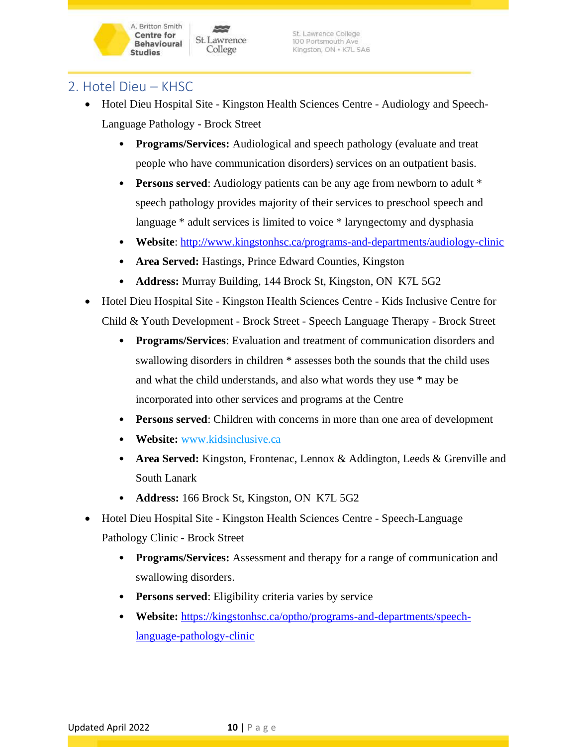## 2. Hotel Dieu – KHSC

- Hotel Dieu Hospital Site - Kingston Health Sciences Centre - Audiology and Speech-Language Pathology - Brock Street
  - **Programs/Services:** Audiological and speech pathology (evaluate and treat people who have communication disorders) services on an outpatient basis.
  - **Persons served**: Audiology patients can be any age from newborn to adult * speech pathology provides majority of their services to preschool speech and language * adult services is limited to voice * laryngectomy and dysphasia
  - **Website**: [http://www.kingstonhsc.ca/programs-and-departments/audiology-clinic](http://www.kingstonhsc.ca/programs-and-departments/audiology-clinic)
  - **Area Served:** Hastings, Prince Edward Counties, Kingston
  - **Address:** Murray Building, 144 Brock St, Kingston, ON K7L 5G2
- Hotel Dieu Hospital Site - Kingston Health Sciences Centre - Kids Inclusive Centre for Child & Youth Development - Brock Street - Speech Language Therapy - Brock Street
  - **Programs/Services**: Evaluation and treatment of communication disorders and swallowing disorders in children * assesses both the sounds that the child uses and what the child understands, and also what words they use * may be incorporated into other services and programs at the Centre
  - **Persons served**: Children with concerns in more than one area of development
  - **Website:** [www.kidsinclusive.ca](http://www.kidsinclusive.ca)
  - **Area Served:** Kingston, Frontenac, Lennox & Addington, Leeds & Grenville and South Lanark
  - **Address:** 166 Brock St, Kingston, ON K7L 5G2
- Hotel Dieu Hospital Site - Kingston Health Sciences Centre - Speech-Language Pathology Clinic - Brock Street
  - **Programs/Services:** Assessment and therapy for a range of communication and swallowing disorders.
  - **Persons served**: Eligibility criteria varies by service
  - **Website:** [https://kingstonhsc.ca/optho/programs-and-departments/speech-language-pathology-clinic](https://kingstonhsc.ca/optho/programs-and-departments/speech-language-pathology-clinic)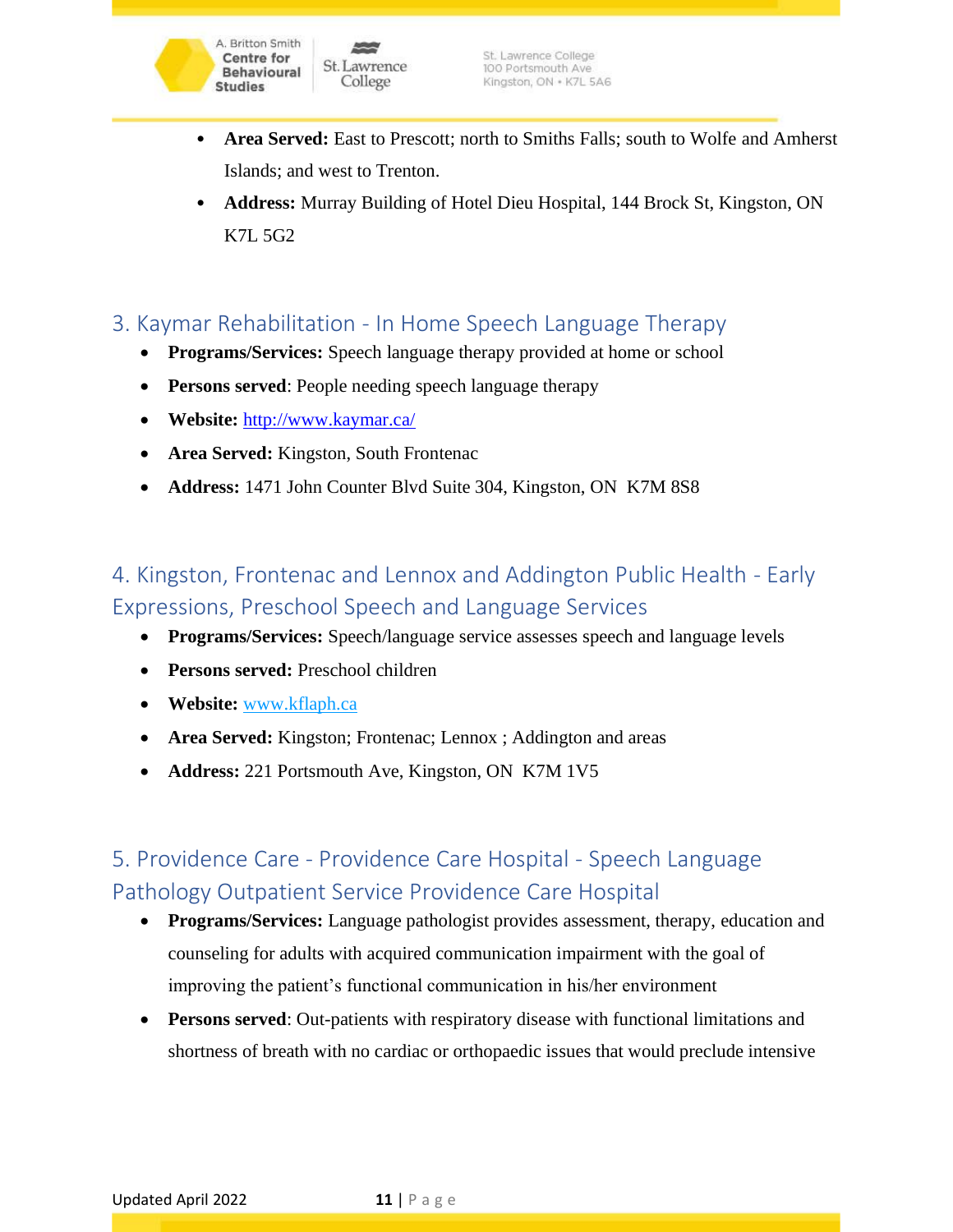- **Area Served:** East to Prescott; north to Smiths Falls; south to Wolfe and Amherst Islands; and west to Trenton.
- **Address:** Murray Building of Hotel Dieu Hospital, 144 Brock St, Kingston, ON K7L 5G2

## 3. Kaymar Rehabilitation - In Home Speech Language Therapy

- **Programs/Services:** Speech language therapy provided at home or school
- **Persons served**: People needing speech language therapy
- **Website:** http://www.kaymar.ca/
- **Area Served:** Kingston, South Frontenac
- **Address:** 1471 John Counter Blvd Suite 304, Kingston, ON K7M 8S8

## 4. Kingston, Frontenac and Lennox and Addington Public Health - Early Expressions, Preschool Speech and Language Services

- **Programs/Services:** Speech/language service assesses speech and language levels
- **Persons served:** Preschool children
- **Website:** www.kflaph.ca
- **Area Served:** Kingston; Frontenac; Lennox ; Addington and areas
- **Address:** 221 Portsmouth Ave, Kingston, ON K7M 1V5

## 5. Providence Care - Providence Care Hospital - Speech Language Pathology Outpatient Service Providence Care Hospital

- **Programs/Services:** Language pathologist provides assessment, therapy, education and counseling for adults with acquired communication impairment with the goal of improving the patient's functional communication in his/her environment
- **Persons served**: Out-patients with respiratory disease with functional limitations and shortness of breath with no cardiac or orthopaedic issues that would preclude intensive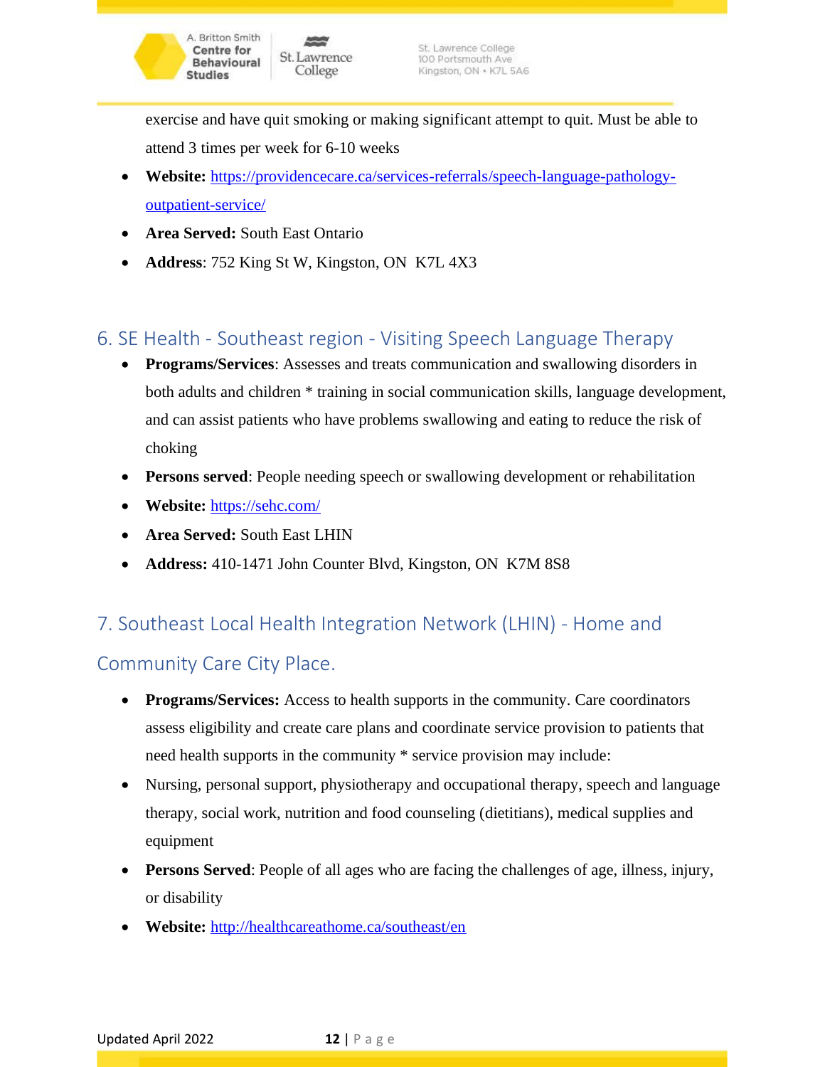exercise and have quit smoking or making significant attempt to quit. Must be able to attend 3 times per week for 6-10 weeks

- **Website:** https://providencecare.ca/services-referrals/speech-language-pathology-outpatient-service/
- **Area Served:** South East Ontario
- **Address**: 752 King St W, Kingston, ON  K7L 4X3

## 6. SE Health - Southeast region - Visiting Speech Language Therapy

- **Programs/Services**: Assesses and treats communication and swallowing disorders in both adults and children * training in social communication skills, language development, and can assist patients who have problems swallowing and eating to reduce the risk of choking
- **Persons served**: People needing speech or swallowing development or rehabilitation
- **Website:** https://sehc.com/
- **Area Served:** South East LHIN
- **Address:** 410-1471 John Counter Blvd, Kingston, ON  K7M 8S8

## 7. Southeast Local Health Integration Network (LHIN) - Home and Community Care City Place.

- **Programs/Services:** Access to health supports in the community. Care coordinators assess eligibility and create care plans and coordinate service provision to patients that need health supports in the community * service provision may include:
- Nursing, personal support, physiotherapy and occupational therapy, speech and language therapy, social work, nutrition and food counseling (dietitians), medical supplies and equipment
- **Persons Served**: People of all ages who are facing the challenges of age, illness, injury, or disability
- **Website:** http://healthcareathome.ca/southeast/en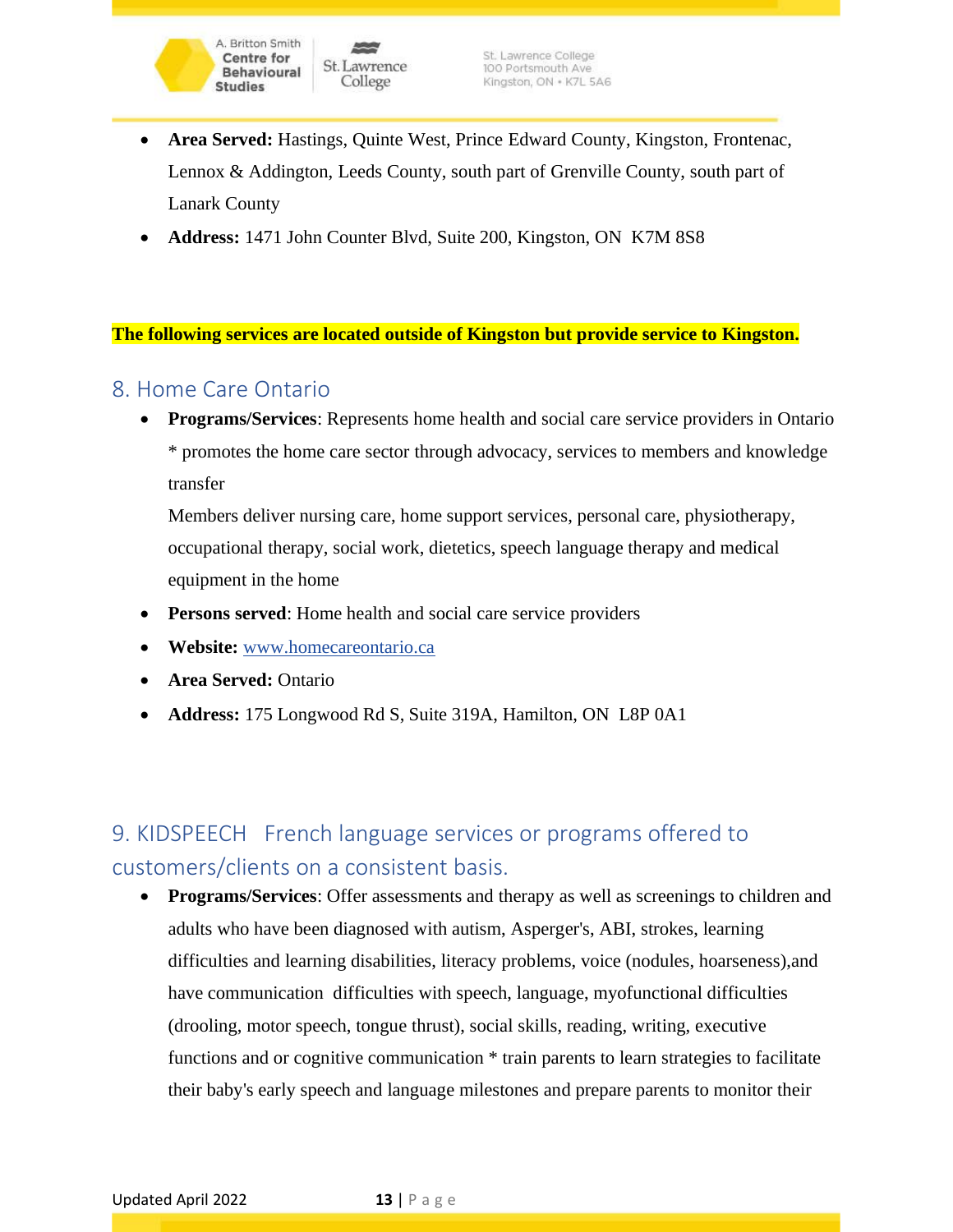- **Area Served:** Hastings, Quinte West, Prince Edward County, Kingston, Frontenac, Lennox & Addington, Leeds County, south part of Grenville County, south part of Lanark County
- **Address:** 1471 John Counter Blvd, Suite 200, Kingston, ON  K7M 8S8

**The following services are located outside of Kingston but provide service to Kingston.**

## 8. Home Care Ontario

- **Programs/Services**: Represents home health and social care service providers in Ontario * promotes the home care sector through advocacy, services to members and knowledge transfer

  Members deliver nursing care, home support services, personal care, physiotherapy, occupational therapy, social work, dietetics, speech language therapy and medical equipment in the home
- **Persons served**: Home health and social care service providers
- **Website:** www.homecareontario.ca
- **Area Served:** Ontario
- **Address:** 175 Longwood Rd S, Suite 319A, Hamilton, ON  L8P 0A1

## 9. KIDSPEECH   French language services or programs offered to customers/clients on a consistent basis.

- **Programs/Services**: Offer assessments and therapy as well as screenings to children and adults who have been diagnosed with autism, Asperger's, ABI, strokes, learning difficulties and learning disabilities, literacy problems, voice (nodules, hoarseness),and have communication  difficulties with speech, language, myofunctional difficulties (drooling, motor speech, tongue thrust), social skills, reading, writing, executive functions and or cognitive communication * train parents to learn strategies to facilitate their baby's early speech and language milestones and prepare parents to monitor their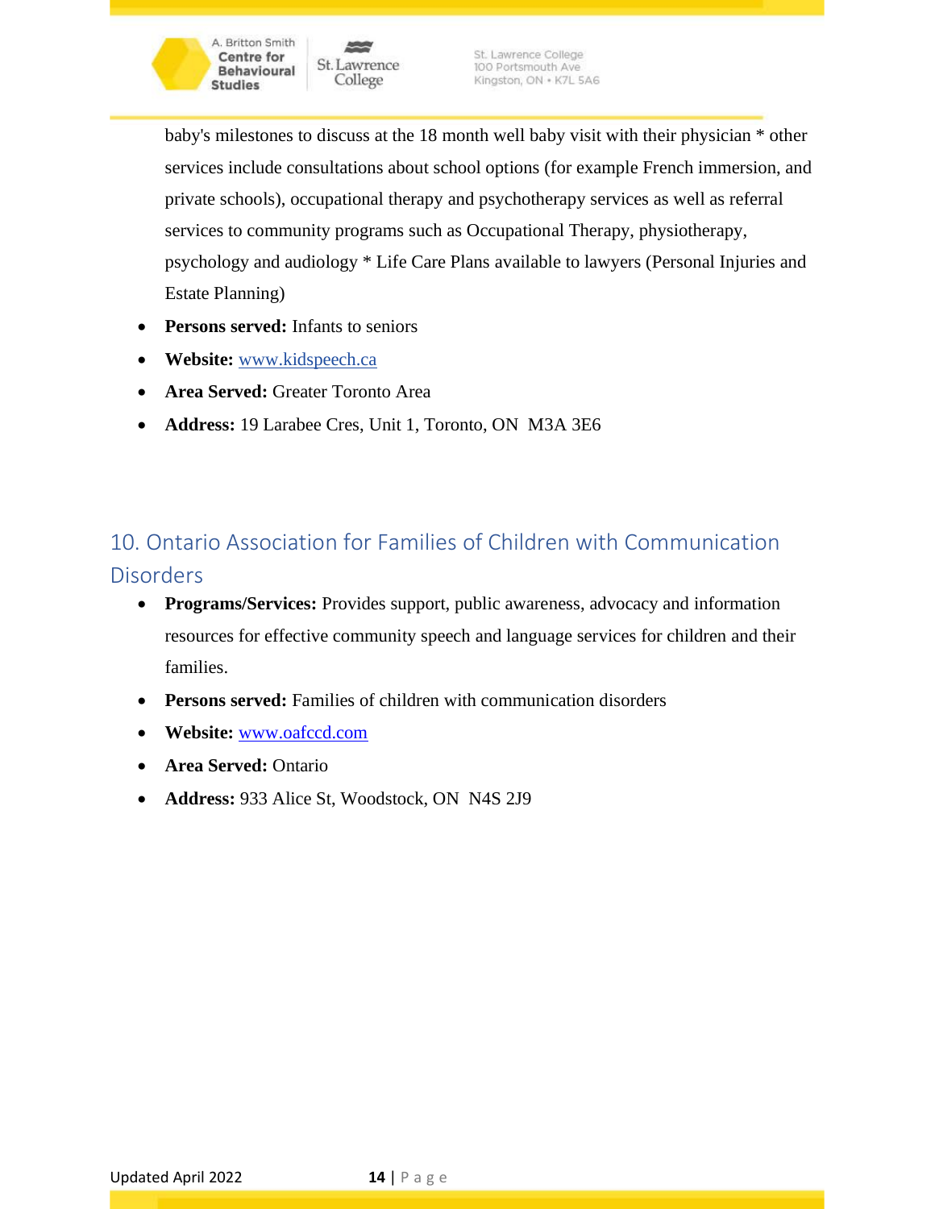baby's milestones to discuss at the 18 month well baby visit with their physician * other services include consultations about school options (for example French immersion, and private schools), occupational therapy and psychotherapy services as well as referral services to community programs such as Occupational Therapy, physiotherapy, psychology and audiology * Life Care Plans available to lawyers (Personal Injuries and Estate Planning)

- **Persons served:** Infants to seniors
- **Website:** [www.kidspeech.ca](http://www.kidspeech.ca)
- **Area Served:** Greater Toronto Area
- **Address:** 19 Larabee Cres, Unit 1, Toronto, ON  M3A 3E6

## 10. Ontario Association for Families of Children with Communication Disorders

- **Programs/Services:** Provides support, public awareness, advocacy and information resources for effective community speech and language services for children and their families.
- **Persons served:** Families of children with communication disorders
- **Website:** [www.oafccd.com](http://www.oafccd.com)
- **Area Served:** Ontario
- **Address:** 933 Alice St, Woodstock, ON  N4S 2J9